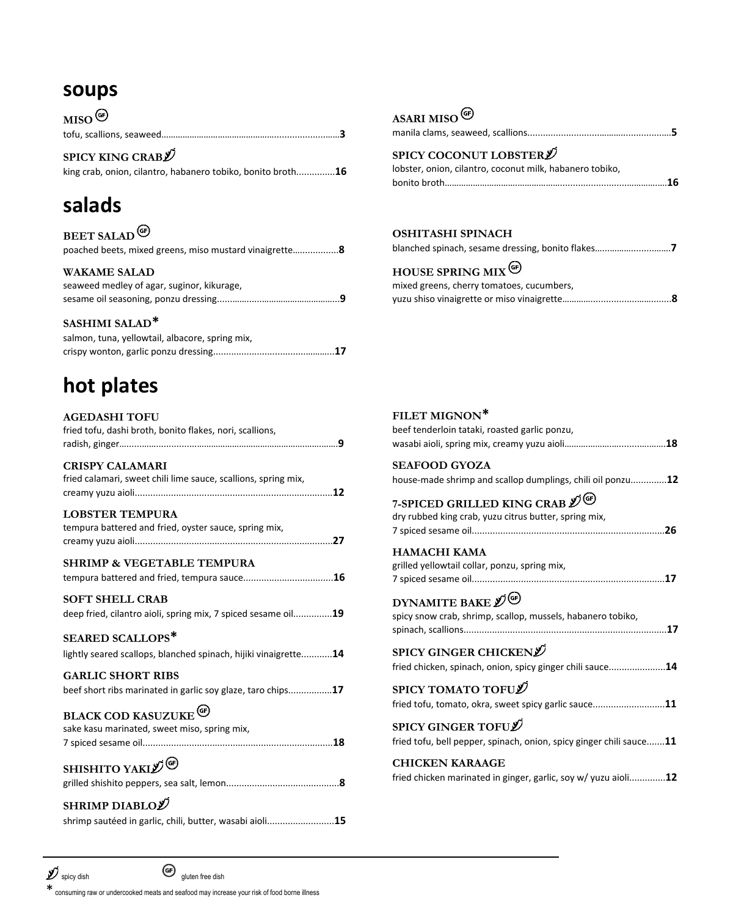## soups

**MISO** (GF)
tofu, scallions, seaweed........................................................................**3**

**SPICY KING CRAB** (spicy)
king crab, onion, cilantro, habanero tobiko, bonito broth...............**16**

**ASARI MISO** (GF)
manila clams, seaweed, scallions........................................................**5**

**SPICY COCONUT LOBSTER** (spicy)
lobster, onion, cilantro, coconut milk, habanero tobiko, bonito broth..........................................................................................**16**

## salads

**BEET SALAD** (GF)
poached beets, mixed greens, miso mustard vinaigrette..................**8**

**WAKAME SALAD**
seaweed medley of agar, suginor, kikurage, sesame oil seasoning, ponzu dressing..................................................**9**

**SASHIMI SALAD***
salmon, tuna, yellowtail, albacore, spring mix, crispy wonton, garlic ponzu dressing...............................................**17**

**OSHITASHI SPINACH**
blanched spinach, sesame dressing, bonito flakes..............................**7**

**HOUSE SPRING MIX** (GF)
mixed greens, cherry tomatoes, cucumbers, yuzu shiso vinaigrette or miso vinaigrette..........................................**8**

## hot plates

**AGEDASHI TOFU**
fried tofu, dashi broth, bonito flakes, nori, scallions, radish, ginger........................................................................................**9**

**CRISPY CALAMARI**
fried calamari, sweet chili lime sauce, scallions, spring mix, creamy yuzu aioli............................................................................**12**

**LOBSTER TEMPURA**
tempura battered and fried, oyster sauce, spring mix, creamy yuzu aioli............................................................................**27**

**SHRIMP & VEGETABLE TEMPURA**
tempura battered and fried, tempura sauce...................................**16**

**SOFT SHELL CRAB**
deep fried, cilantro aioli, spring mix, 7 spiced sesame oil...............**19**

**SEARED SCALLOPS***
lightly seared scallops, blanched spinach, hijiki vinaigrette............**14**

**GARLIC SHORT RIBS**
beef short ribs marinated in garlic soy glaze, taro chips.................**17**

**BLACK COD KASUZUKE** (GF)
sake kasu marinated, sweet miso, spring mix, 7 spiced sesame oil.........................................................................**18**

**SHISHITO YAKI** (spicy) (GF)
grilled shishito peppers, sea salt, lemon............................................**8**

**SHRIMP DIABLO** (spicy)
shrimp sautéed in garlic, chili, butter, wasabi aioli..........................**15**

**FILET MIGNON***
beef tenderloin tataki, roasted garlic ponzu, wasabi aioli, spring mix, creamy yuzu aioli.........................................**18**

**SEAFOOD GYOZA**
house-made shrimp and scallop dumplings, chili oil ponzu..............**12**

**7-SPICED GRILLED KING CRAB** (spicy) (GF)
dry rubbed king crab, yuzu citrus butter, spring mix, 7 spiced sesame oil.........................................................................**26**

**HAMACHI KAMA**
grilled yellowtail collar, ponzu, spring mix, 7 spiced sesame oil.........................................................................**17**

**DYNAMITE BAKE** (spicy) (GF)
spicy snow crab, shrimp, scallop, mussels, habanero tobiko, spinach, scallions..............................................................................**17**

**SPICY GINGER CHICKEN** (spicy)
fried chicken, spinach, onion, spicy ginger chili sauce......................**14**

**SPICY TOMATO TOFU** (spicy)
fried tofu, tomato, okra, sweet spicy garlic sauce............................**11**

**SPICY GINGER TOFU** (spicy)
fried tofu, bell pepper, spinach, onion, spicy ginger chili sauce.......**11**

**CHICKEN KARAAGE**
fried chicken marinated in ginger, garlic, soy w/ yuzu aioli..............**12**

---

(spicy) spicy dish (GF) gluten free dish

* consuming raw or undercooked meats and seafood may increase your risk of food borne illness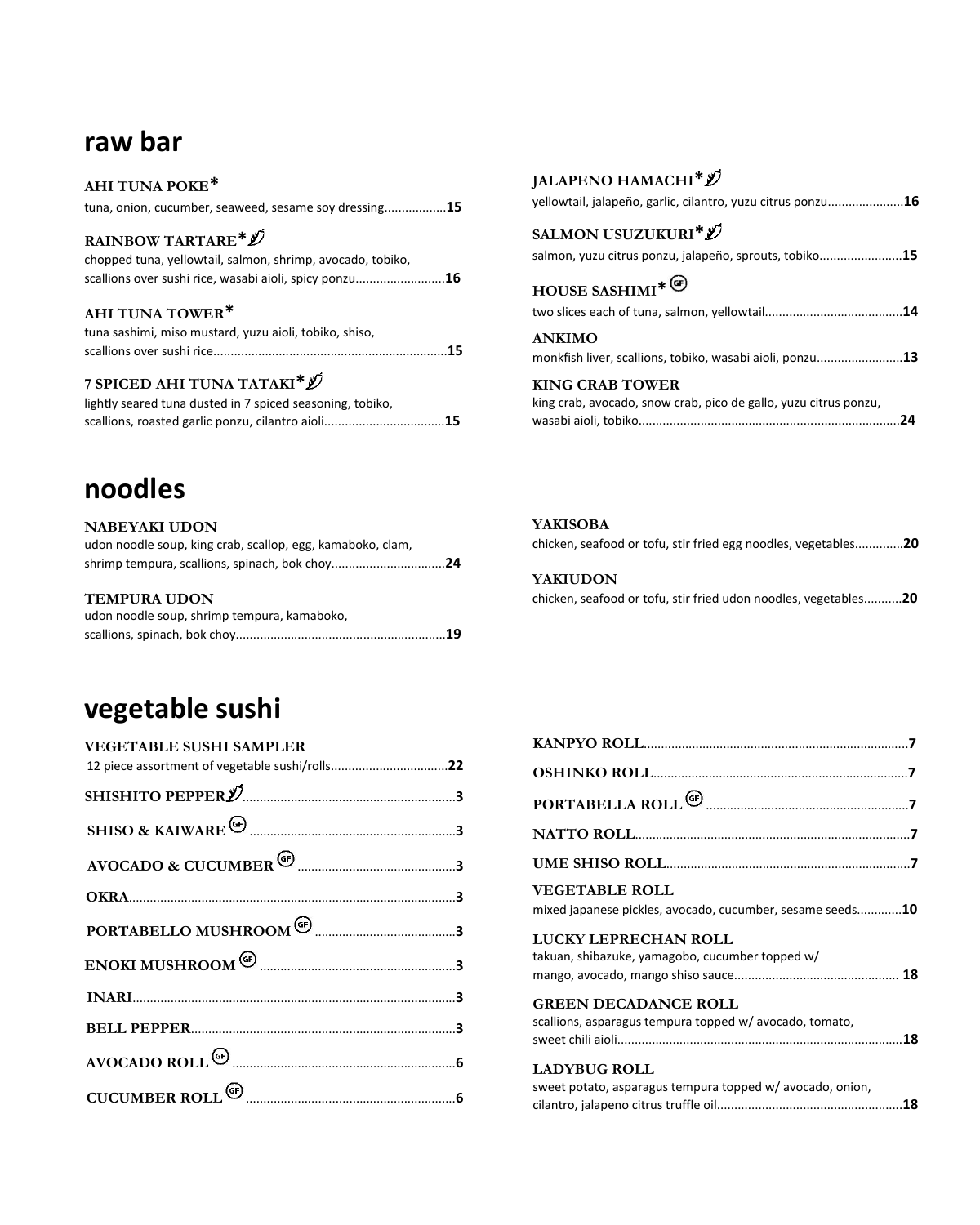## raw bar

### AHI TUNA POKE*
tuna, onion, cucumber, seaweed, sesame soy dressing.................. **15**

### RAINBOW TARTARE* 🌶
chopped tuna, yellowtail, salmon, shrimp, avocado, tobiko, scallions over sushi rice, wasabi aioli, spicy ponzu.......................... **16**

### AHI TUNA TOWER*
tuna sashimi, miso mustard, yuzu aioli, tobiko, shiso, scallions over sushi rice.................................................................. **15**

### 7 SPICED AHI TUNA TATAKI* 🌶
lightly seared tuna dusted in 7 spiced seasoning, tobiko, scallions, roasted garlic ponzu, cilantro aioli.................................. **15**

### JALAPENO HAMACHI* 🌶
yellowtail, jalapeño, garlic, cilantro, yuzu citrus ponzu...................... **16**

### SALMON USUZUKURI* 🌶
salmon, yuzu citrus ponzu, jalapeño, sprouts, tobiko........................ **15**

### HOUSE SASHIMI* (GF)
two slices each of tuna, salmon, yellowtail........................................ **14**

### ANKIMO
monkfish liver, scallions, tobiko, wasabi aioli, ponzu......................... **13**

### KING CRAB TOWER
king crab, avocado, snow crab, pico de gallo, yuzu citrus ponzu, wasabi aioli, tobiko........................................................................... **24**

## noodles

### NABEYAKI UDON
udon noodle soup, king crab, scallop, egg, kamaboko, clam, shrimp tempura, scallions, spinach, bok choy................................. **24**

### TEMPURA UDON
udon noodle soup, shrimp tempura, kamaboko, scallions, spinach, bok choy............................................................ **19**

### YAKISOBA
chicken, seafood or tofu, stir fried egg noodles, vegetables............. **20**

### YAKIUDON
chicken, seafood or tofu, stir fried udon noodles, vegetables........... **20**

## vegetable sushi

### VEGETABLE SUSHI SAMPLER
12 piece assortment of vegetable sushi/rolls................................. **22**

**SHISHITO PEPPER** 🌶............................................................ **3**

**SHISO & KAIWARE** (GF)........................................................ **3**

**AVOCADO & CUCUMBER** (GF)............................................... **3**

**OKRA**............................................................................... **3**

**PORTABELLO MUSHROOM** (GF)........................................... **3**

**ENOKI MUSHROOM** (GF)...................................................... **3**

**INARI**.............................................................................. **3**

**BELL PEPPER**.................................................................. **3**

**AVOCADO ROLL** (GF)........................................................ **6**

**CUCUMBER ROLL** (GF)...................................................... **6**

**KANPYO ROLL**.................................................................. **7**

**OSHINKO ROLL**................................................................ **7**

**PORTABELLA ROLL** (GF)................................................... **7**

**NATTO ROLL**..................................................................... **7**

**UME SHISO ROLL**............................................................. **7**

### VEGETABLE ROLL
mixed japanese pickles, avocado, cucumber, sesame seeds............. **10**

### LUCKY LEPRECHAN ROLL
takuan, shibazuke, yamagobo, cucumber topped w/ mango, avocado, mango shiso sauce................................................ **18**

### GREEN DECADANCE ROLL
scallions, asparagus tempura topped w/ avocado, tomato, sweet chili aioli.................................................................................. **18**

### LADYBUG ROLL
sweet potato, asparagus tempura topped w/ avocado, onion, cilantro, jalapeno citrus truffle oil...................................................... **18**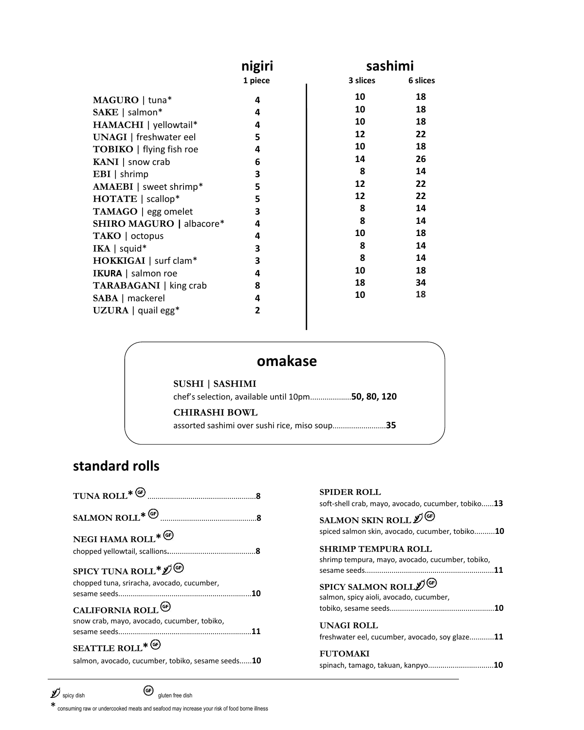## nigiri / sashimi

| | nigiri 1 piece | sashimi 3 slices | sashimi 6 slices |
|---|---|---|---|
| **MAGURO** \| tuna* | 4 | 10 | 18 |
| **SAKE** \| salmon* | 4 | 10 | 18 |
| **HAMACHI** \| yellowtail* | 4 | 10 | 18 |
| **UNAGI** \| freshwater eel | 5 | 12 | 22 |
| **TOBIKO** \| flying fish roe | 4 | 10 | 18 |
| **KANI** \| snow crab | 6 | 14 | 26 |
| **EBI** \| shrimp | 3 | 8 | 14 |
| **AMAEBI** \| sweet shrimp* | 5 | 12 | 22 |
| **HOTATE** \| scallop* | 5 | 12 | 22 |
| **TAMAGO** \| egg omelet | 3 | 8 | 14 |
| **SHIRO MAGURO** \| albacore* | 4 | 8 | 14 |
| **TAKO** \| octopus | 4 | 10 | 18 |
| **IKA** \| squid* | 3 | 8 | 14 |
| **HOKKIGAI** \| surf clam* | 3 | 8 | 14 |
| **IKURA** \| salmon roe | 4 | 10 | 18 |
| **TARABAGANI** \| king crab | 8 | 18 | 34 |
| **SABA** \| mackerel | 4 | 10 | 18 |
| **UZURA** \| quail egg* | 2 | | |

## omakase

**SUSHI | SASHIMI**
chef's selection, available until 10pm....................**50, 80, 120**

**CHIRASHI BOWL**
assorted sashimi over sushi rice, miso soup..........................**35**

## standard rolls

**TUNA ROLL*** (GF) ....................................................**8**

**SALMON ROLL*** (GF) ..............................................**8**

**NEGI HAMA ROLL*** (GF)
chopped yellowtail, scallions..........................................**8**

**SPICY TUNA ROLL*** (spicy) (GF)
chopped tuna, sriracha, avocado, cucumber, sesame seeds................................................................**10**

**CALIFORNIA ROLL** (GF)
snow crab, mayo, avocado, cucumber, tobiko, sesame seeds................................................................**11**

**SEATTLE ROLL*** (GF)
salmon, avocado, cucumber, tobiko, sesame seeds......**10**

**SPIDER ROLL**
soft-shell crab, mayo, avocado, cucumber, tobiko......**13**

**SALMON SKIN ROLL** (spicy) (GF)
spiced salmon skin, avocado, cucumber, tobiko..........**10**

**SHRIMP TEMPURA ROLL**
shrimp tempura, mayo, avocado, cucumber, tobiko, sesame seeds..............................................................**11**

**SPICY SALMON ROLL** (spicy) (GF)
salmon, spicy aioli, avocado, cucumber, tobiko, sesame seeds..................................................**10**

**UNAGI ROLL**
freshwater eel, cucumber, avocado, soy glaze...........**11**

**FUTOMAKI**
spinach, tamago, takuan, kanpyo...............................**10**

(spicy) spicy dish (GF) gluten free dish

* consuming raw or undercooked meats and seafood may increase your risk of food borne illness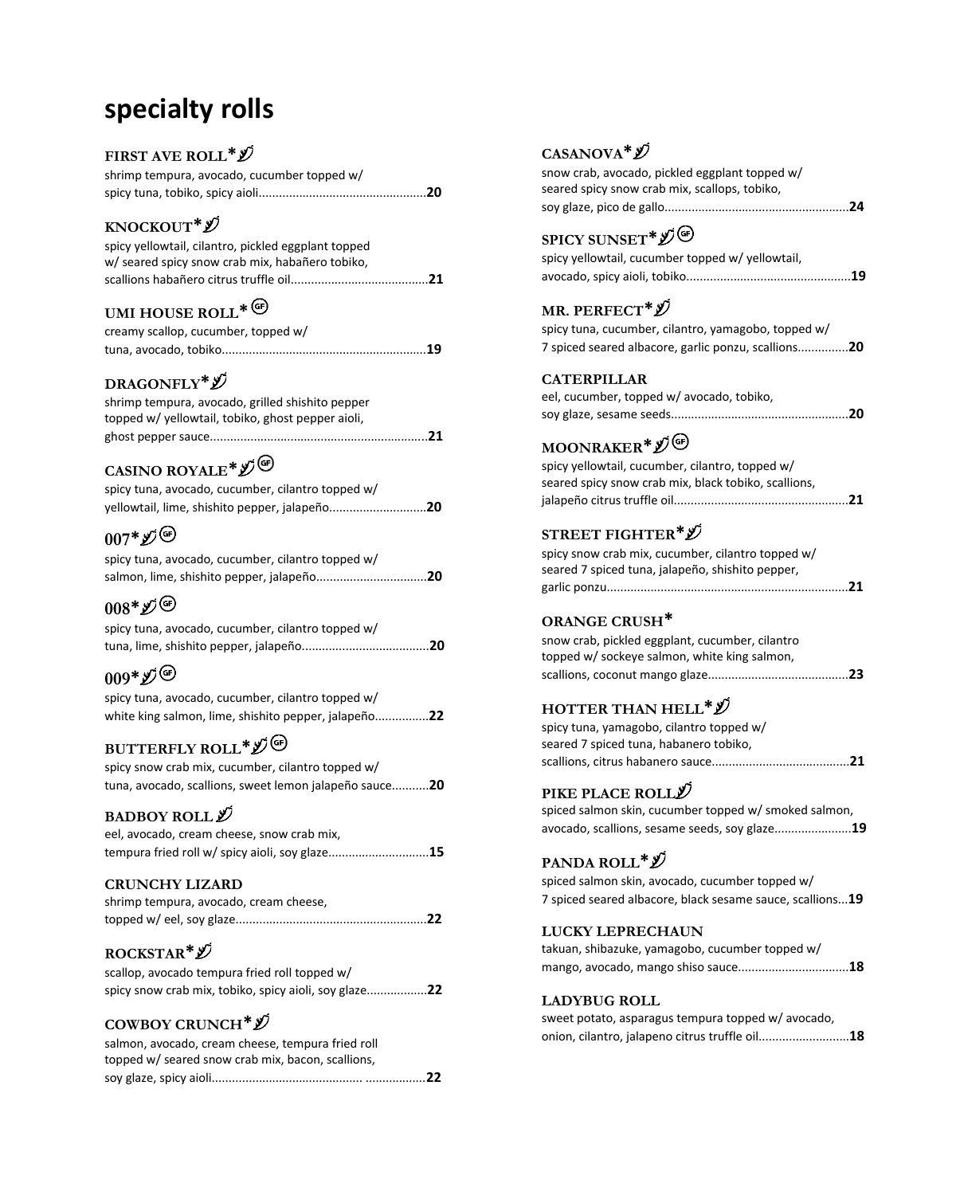# specialty rolls

### FIRST AVE ROLL* 🌶
shrimp tempura, avocado, cucumber topped w/ spicy tuna, tobiko, spicy aioli.................................................**20**

### KNOCKOUT* 🌶
spicy yellowtail, cilantro, pickled eggplant topped w/ seared spicy snow crab mix, habañero tobiko, scallions habañero citrus truffle oil........................................**21**

### UMI HOUSE ROLL* (GF)
creamy scallop, cucumber, topped w/ tuna, avocado, tobiko............................................................**19**

### DRAGONFLY* 🌶
shrimp tempura, avocado, grilled shishito pepper topped w/ yellowtail, tobiko, ghost pepper aioli, ghost pepper sauce................................................................**21**

### CASINO ROYALE* 🌶 (GF)
spicy tuna, avocado, cucumber, cilantro topped w/ yellowtail, lime, shishito pepper, jalapeño............................**20**

### 007* 🌶 (GF)
spicy tuna, avocado, cucumber, cilantro topped w/ salmon, lime, shishito pepper, jalapeño................................**20**

### 008* 🌶 (GF)
spicy tuna, avocado, cucumber, cilantro topped w/ tuna, lime, shishito pepper, jalapeño.....................................**20**

### 009* 🌶 (GF)
spicy tuna, avocado, cucumber, cilantro topped w/ white king salmon, lime, shishito pepper, jalapeño................**22**

### BUTTERFLY ROLL* 🌶 (GF)
spicy snow crab mix, cucumber, cilantro topped w/ tuna, avocado, scallions, sweet lemon jalapeño sauce...........**20**

### BADBOY ROLL 🌶
eel, avocado, cream cheese, snow crab mix, tempura fried roll w/ spicy aioli, soy glaze.............................**15**

### CRUNCHY LIZARD
shrimp tempura, avocado, cream cheese, topped w/ eel, soy glaze........................................................**22**

### ROCKSTAR* 🌶
scallop, avocado tempura fried roll topped w/ spicy snow crab mix, tobiko, spicy aioli, soy glaze..................**22**

### COWBOY CRUNCH* 🌶
salmon, avocado, cream cheese, tempura fried roll topped w/ seared snow crab mix, bacon, scallions, soy glaze, spicy aioli............................................. .................**22**

### CASANOVA* 🌶
snow crab, avocado, pickled eggplant topped w/ seared spicy snow crab mix, scallops, tobiko, soy glaze, pico de gallo......................................................**24**

### SPICY SUNSET* 🌶 (GF)
spicy yellowtail, cucumber topped w/ yellowtail, avocado, spicy aioli, tobiko................................................**19**

### MR. PERFECT* 🌶
spicy tuna, cucumber, cilantro, yamagobo, topped w/ 7 spiced seared albacore, garlic ponzu, scallions...............**20**

### CATERPILLAR
eel, cucumber, topped w/ avocado, tobiko, soy glaze, sesame seeds....................................................**20**

### MOONRAKER* 🌶 (GF)
spicy yellowtail, cucumber, cilantro, topped w/ seared spicy snow crab mix, black tobiko, scallions, jalapeño citrus truffle oil...................................................**21**

### STREET FIGHTER* 🌶
spicy snow crab mix, cucumber, cilantro topped w/ seared 7 spiced tuna, jalapeño, shishito pepper, garlic ponzu.......................................................................**21**

### ORANGE CRUSH*
snow crab, pickled eggplant, cucumber, cilantro topped w/ sockeye salmon, white king salmon, scallions, coconut mango glaze..........................................**23**

### HOTTER THAN HELL* 🌶
spicy tuna, yamagobo, cilantro topped w/ seared 7 spiced tuna, habanero tobiko, scallions, citrus habanero sauce.........................................**21**

### PIKE PLACE ROLL 🌶
spiced salmon skin, cucumber topped w/ smoked salmon, avocado, scallions, sesame seeds, soy glaze.......................**19**

### PANDA ROLL* 🌶
spiced salmon skin, avocado, cucumber topped w/ 7 spiced seared albacore, black sesame sauce, scallions...**19**

### LUCKY LEPRECHAUN
takuan, shibazuke, yamagobo, cucumber topped w/ mango, avocado, mango shiso sauce.................................**18**

### LADYBUG ROLL
sweet potato, asparagus tempura topped w/ avocado, onion, cilantro, jalapeno citrus truffle oil..........................**18**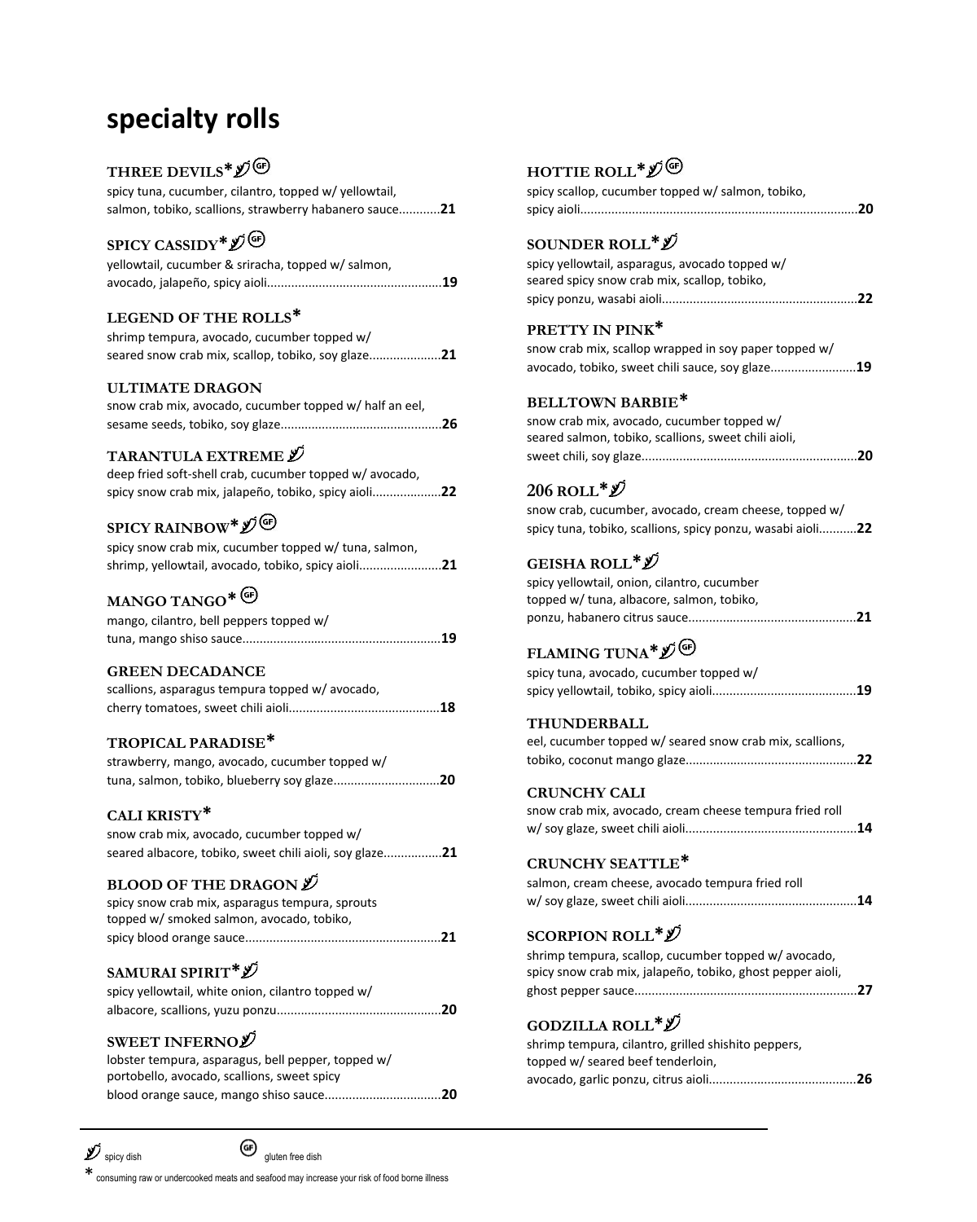# specialty rolls

### THREE DEVILS* 🌶 (GF)
spicy tuna, cucumber, cilantro, topped w/ yellowtail, salmon, tobiko, scallions, strawberry habanero sauce............**21**

### SPICY CASSIDY* 🌶 (GF)
yellowtail, cucumber & sriracha, topped w/ salmon, avocado, jalapeño, spicy aioli..................................................**19**

### LEGEND OF THE ROLLS*
shrimp tempura, avocado, cucumber topped w/ seared snow crab mix, scallop, tobiko, soy glaze....................**21**

### ULTIMATE DRAGON
snow crab mix, avocado, cucumber topped w/ half an eel, sesame seeds, tobiko, soy glaze..............................................**26**

### TARANTULA EXTREME 🌶
deep fried soft-shell crab, cucumber topped w/ avocado, spicy snow crab mix, jalapeño, tobiko, spicy aioli...................**22**

### SPICY RAINBOW* 🌶 (GF)
spicy snow crab mix, cucumber topped w/ tuna, salmon, shrimp, yellowtail, avocado, tobiko, spicy aioli.......................**21**

### MANGO TANGO* (GF)
mango, cilantro, bell peppers topped w/ tuna, mango shiso sauce.........................................................**19**

### GREEN DECADANCE
scallions, asparagus tempura topped w/ avocado, cherry tomatoes, sweet chili aioli...........................................**18**

### TROPICAL PARADISE*
strawberry, mango, avocado, cucumber topped w/ tuna, salmon, tobiko, blueberry soy glaze..............................**20**

### CALI KRISTY*
snow crab mix, avocado, cucumber topped w/ seared albacore, tobiko, sweet chili aioli, soy glaze................**21**

### BLOOD OF THE DRAGON 🌶
spicy snow crab mix, asparagus tempura, sprouts topped w/ smoked salmon, avocado, tobiko, spicy blood orange sauce........................................................**21**

### SAMURAI SPIRIT* 🌶
spicy yellowtail, white onion, cilantro topped w/ albacore, scallions, yuzu ponzu...............................................**20**

### SWEET INFERNO 🌶
lobster tempura, asparagus, bell pepper, topped w/ portobello, avocado, scallions, sweet spicy blood orange sauce, mango shiso sauce.................................**20**

### HOTTIE ROLL* 🌶 (GF)
spicy scallop, cucumber topped w/ salmon, tobiko, spicy aioli................................................................................**20**

### SOUNDER ROLL* 🌶
spicy yellowtail, asparagus, avocado topped w/ seared spicy snow crab mix, scallop, tobiko, spicy ponzu, wasabi aioli........................................................**22**

### PRETTY IN PINK*
snow crab mix, scallop wrapped in soy paper topped w/ avocado, tobiko, sweet chili sauce, soy glaze........................**19**

### BELLTOWN BARBIE*
snow crab mix, avocado, cucumber topped w/ seared salmon, tobiko, scallions, sweet chili aioli, sweet chili, soy glaze.............................................................**20**

### 206 ROLL* 🌶
snow crab, cucumber, avocado, cream cheese, topped w/ spicy tuna, tobiko, scallions, spicy ponzu, wasabi aioli...........**22**

### GEISHA ROLL* 🌶
spicy yellowtail, onion, cilantro, cucumber topped w/ tuna, albacore, salmon, tobiko, ponzu, habanero citrus sauce................................................**21**

### FLAMING TUNA* 🌶 (GF)
spicy tuna, avocado, cucumber topped w/ spicy yellowtail, tobiko, spicy aioli.........................................**19**

### THUNDERBALL
eel, cucumber topped w/ seared snow crab mix, scallions, tobiko, coconut mango glaze.................................................**22**

### CRUNCHY CALI
snow crab mix, avocado, cream cheese tempura fried roll w/ soy glaze, sweet chili aioli.................................................**14**

### CRUNCHY SEATTLE*
salmon, cream cheese, avocado tempura fried roll w/ soy glaze, sweet chili aioli.................................................**14**

### SCORPION ROLL* 🌶
shrimp tempura, scallop, cucumber topped w/ avocado, spicy snow crab mix, jalapeño, tobiko, ghost pepper aioli, ghost pepper sauce................................................................**27**

### GODZILLA ROLL* 🌶
shrimp tempura, cilantro, grilled shishito peppers, topped w/ seared beef tenderloin, avocado, garlic ponzu, citrus aioli..........................................**26**

---

🌶 spicy dish (GF) gluten free dish

* consuming raw or undercooked meats and seafood may increase your risk of food borne illness